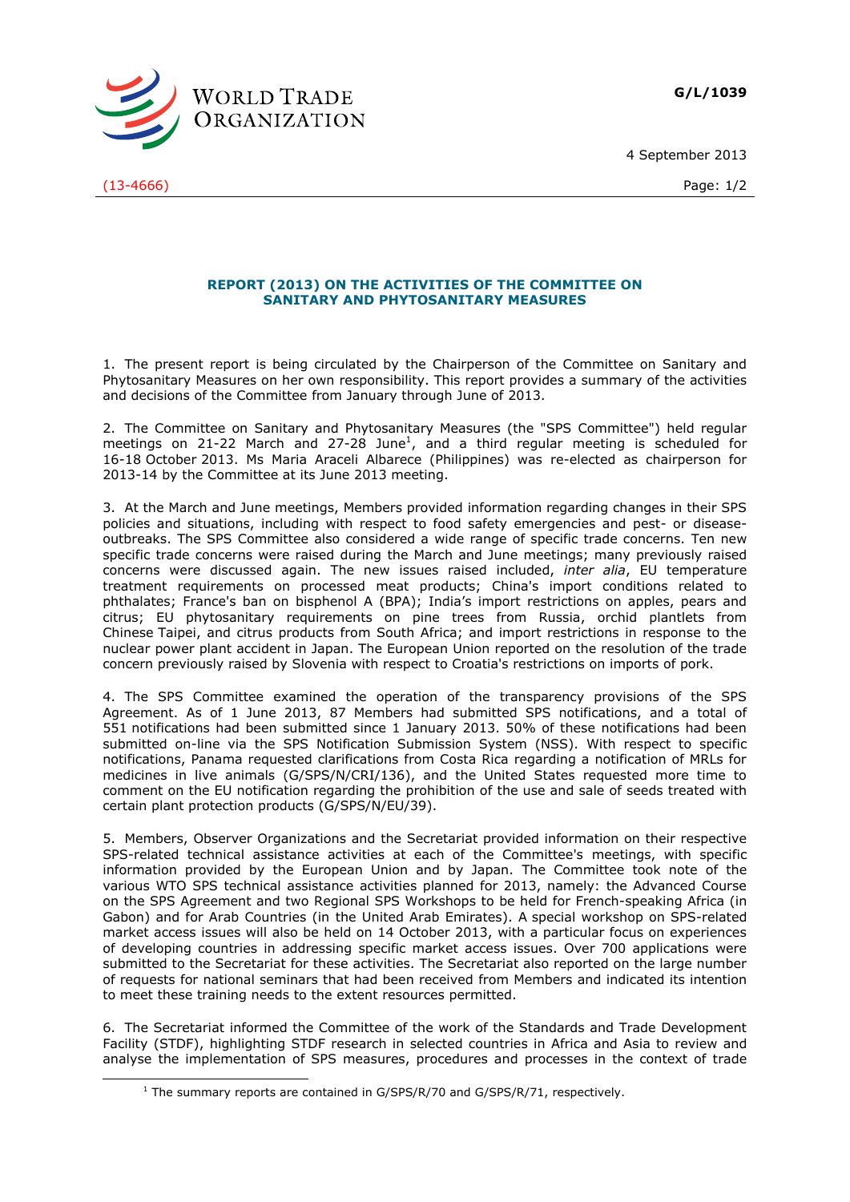G/L/1039

4 September 2013

(13-4666)

## REPORT (2013) ON THE ACTIVITIES OF THE COMMITTEE ON SANITARY AND PHYTOSANITARY MEASURES

1. The present report is being circulated by the Chairperson of the Committee on Sanitary and Phytosanitary Measures on her own responsibility. This report provides a summary of the activities and decisions of the Committee from January through June of 2013.

2. The Committee on Sanitary and Phytosanitary Measures (the "SPS Committee") held regular meetings on 21-22 March and 27-28 June[1], and a third regular meeting is scheduled for 16-18 October 2013. Ms Maria Araceli Albarece (Philippines) was re-elected as chairperson for 2013-14 by the Committee at its June 2013 meeting.

3. At the March and June meetings, Members provided information regarding changes in their SPS policies and situations, including with respect to food safety emergencies and pest- or disease-outbreaks. The SPS Committee also considered a wide range of specific trade concerns. Ten new specific trade concerns were raised during the March and June meetings; many previously raised concerns were discussed again. The new issues raised included, *inter alia*, EU temperature treatment requirements on processed meat products; China's import conditions related to phthalates; France's ban on bisphenol A (BPA); India's import restrictions on apples, pears and citrus; EU phytosanitary requirements on pine trees from Russia, orchid plantlets from Chinese Taipei, and citrus products from South Africa; and import restrictions in response to the nuclear power plant accident in Japan. The European Union reported on the resolution of the trade concern previously raised by Slovenia with respect to Croatia's restrictions on imports of pork.

4. The SPS Committee examined the operation of the transparency provisions of the SPS Agreement. As of 1 June 2013, 87 Members had submitted SPS notifications, and a total of 551 notifications had been submitted since 1 January 2013. 50% of these notifications had been submitted on-line via the SPS Notification Submission System (NSS). With respect to specific notifications, Panama requested clarifications from Costa Rica regarding a notification of MRLs for medicines in live animals (G/SPS/N/CRI/136), and the United States requested more time to comment on the EU notification regarding the prohibition of the use and sale of seeds treated with certain plant protection products (G/SPS/N/EU/39).

5. Members, Observer Organizations and the Secretariat provided information on their respective SPS-related technical assistance activities at each of the Committee's meetings, with specific information provided by the European Union and by Japan. The Committee took note of the various WTO SPS technical assistance activities planned for 2013, namely: the Advanced Course on the SPS Agreement and two Regional SPS Workshops to be held for French-speaking Africa (in Gabon) and for Arab Countries (in the United Arab Emirates). A special workshop on SPS-related market access issues will also be held on 14 October 2013, with a particular focus on experiences of developing countries in addressing specific market access issues. Over 700 applications were submitted to the Secretariat for these activities. The Secretariat also reported on the large number of requests for national seminars that had been received from Members and indicated its intention to meet these training needs to the extent resources permitted.

6. The Secretariat informed the Committee of the work of the Standards and Trade Development Facility (STDF), highlighting STDF research in selected countries in Africa and Asia to review and analyse the implementation of SPS measures, procedures and processes in the context of trade

[1] The summary reports are contained in G/SPS/R/70 and G/SPS/R/71, respectively.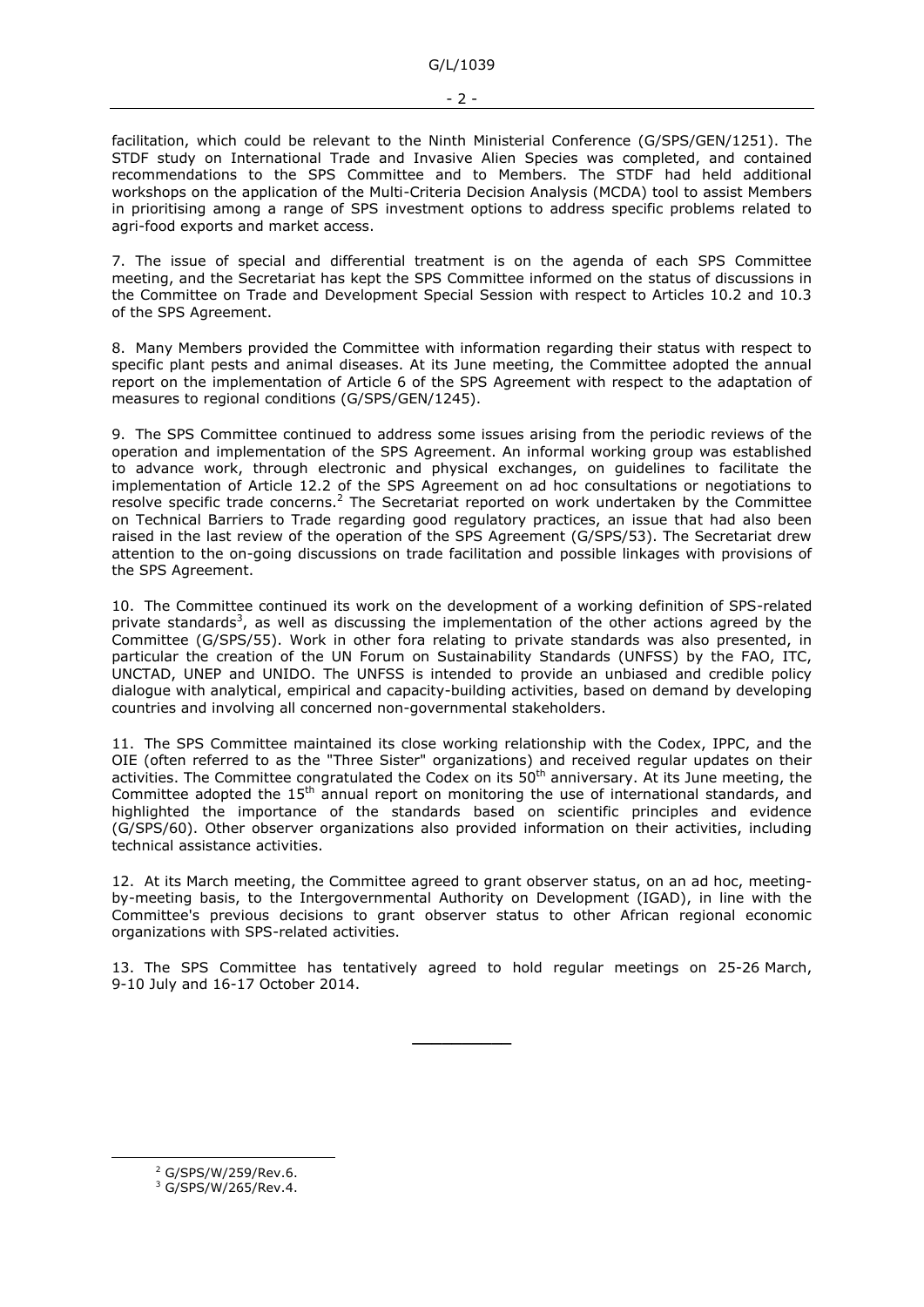facilitation, which could be relevant to the Ninth Ministerial Conference (G/SPS/GEN/1251). The STDF study on International Trade and Invasive Alien Species was completed, and contained recommendations to the SPS Committee and to Members. The STDF had held additional workshops on the application of the Multi-Criteria Decision Analysis (MCDA) tool to assist Members in prioritising among a range of SPS investment options to address specific problems related to agri-food exports and market access.

7. The issue of special and differential treatment is on the agenda of each SPS Committee meeting, and the Secretariat has kept the SPS Committee informed on the status of discussions in the Committee on Trade and Development Special Session with respect to Articles 10.2 and 10.3 of the SPS Agreement.

8. Many Members provided the Committee with information regarding their status with respect to specific plant pests and animal diseases. At its June meeting, the Committee adopted the annual report on the implementation of Article 6 of the SPS Agreement with respect to the adaptation of measures to regional conditions (G/SPS/GEN/1245).

9. The SPS Committee continued to address some issues arising from the periodic reviews of the operation and implementation of the SPS Agreement. An informal working group was established to advance work, through electronic and physical exchanges, on guidelines to facilitate the implementation of Article 12.2 of the SPS Agreement on ad hoc consultations or negotiations to resolve specific trade concerns.[2] The Secretariat reported on work undertaken by the Committee on Technical Barriers to Trade regarding good regulatory practices, an issue that had also been raised in the last review of the operation of the SPS Agreement (G/SPS/53). The Secretariat drew attention to the on-going discussions on trade facilitation and possible linkages with provisions of the SPS Agreement.

10. The Committee continued its work on the development of a working definition of SPS-related private standards[3], as well as discussing the implementation of the other actions agreed by the Committee (G/SPS/55). Work in other fora relating to private standards was also presented, in particular the creation of the UN Forum on Sustainability Standards (UNFSS) by the FAO, ITC, UNCTAD, UNEP and UNIDO. The UNFSS is intended to provide an unbiased and credible policy dialogue with analytical, empirical and capacity-building activities, based on demand by developing countries and involving all concerned non-governmental stakeholders.

11. The SPS Committee maintained its close working relationship with the Codex, IPPC, and the OIE (often referred to as the "Three Sister" organizations) and received regular updates on their activities. The Committee congratulated the Codex on its 50th anniversary. At its June meeting, the Committee adopted the 15th annual report on monitoring the use of international standards, and highlighted the importance of the standards based on scientific principles and evidence (G/SPS/60). Other observer organizations also provided information on their activities, including technical assistance activities.

12. At its March meeting, the Committee agreed to grant observer status, on an ad hoc, meeting-by-meeting basis, to the Intergovernmental Authority on Development (IGAD), in line with the Committee's previous decisions to grant observer status to other African regional economic organizations with SPS-related activities.

13. The SPS Committee has tentatively agreed to hold regular meetings on 25-26 March, 9-10 July and 16-17 October 2014.

---

[2] G/SPS/W/259/Rev.6.

[3] G/SPS/W/265/Rev.4.